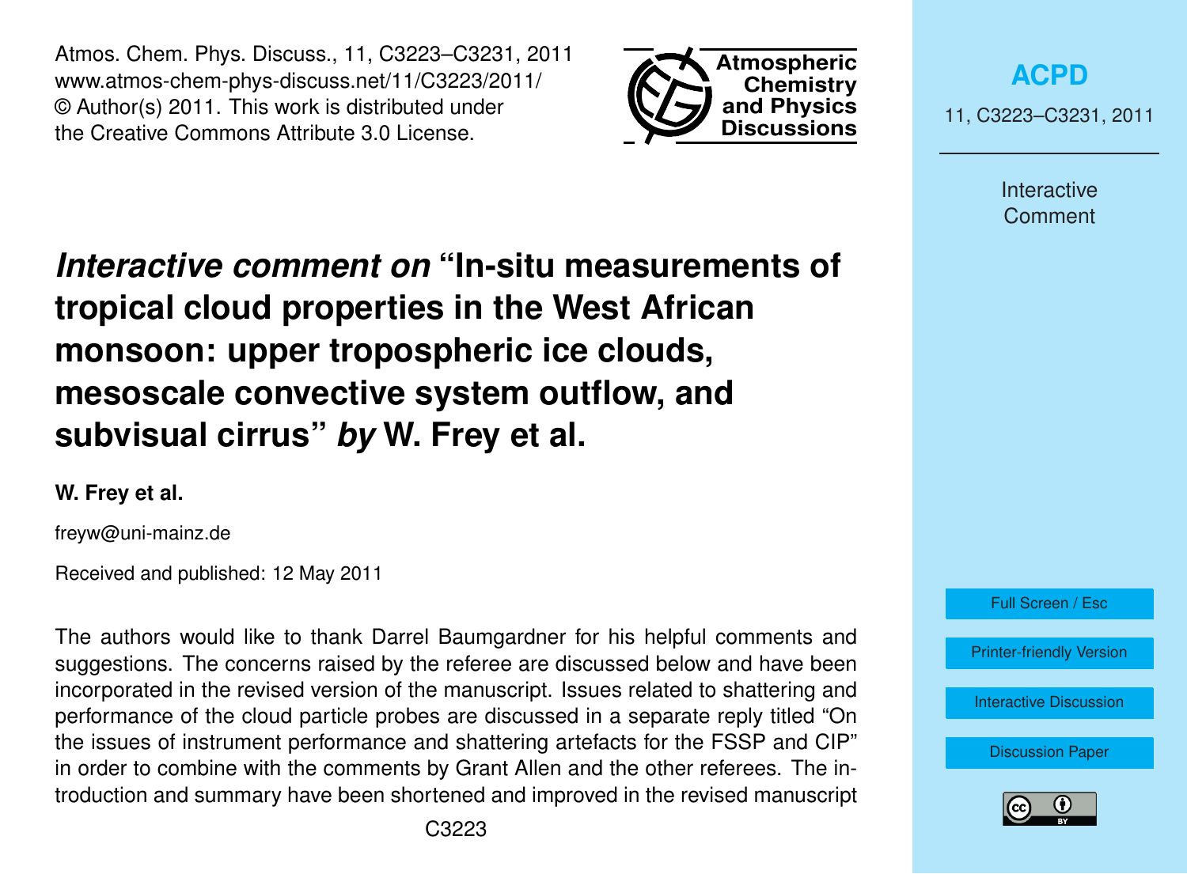# *Interactive comment on* "In-situ measurements of tropical cloud properties in the West African monsoon: upper tropospheric ice clouds, mesoscale convective system outflow, and subvisual cirrus" *by* W. Frey et al.

**W. Frey et al.**

freyw@uni-mainz.de

Received and published: 12 May 2011

The authors would like to thank Darrel Baumgardner for his helpful comments and suggestions. The concerns raised by the referee are discussed below and have been incorporated in the revised version of the manuscript. Issues related to shattering and performance of the cloud particle probes are discussed in a separate reply titled "On the issues of instrument performance and shattering artefacts for the FSSP and CIP" in order to combine with the comments by Grant Allen and the other referees. The introduction and summary have been shortened and improved in the revised manuscript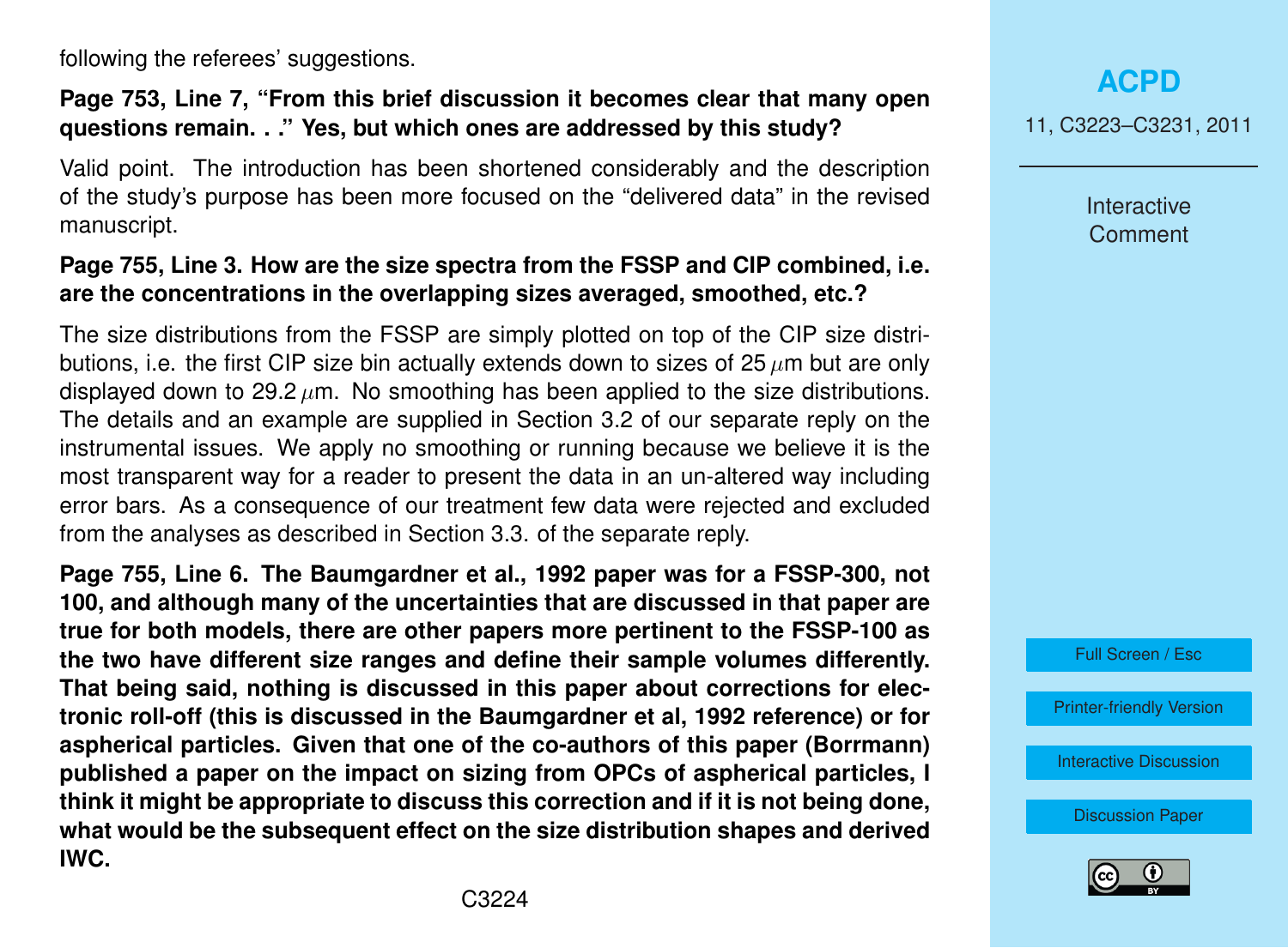following the referees' suggestions.

**Page 753, Line 7, "From this brief discussion it becomes clear that many open questions remain. . ." Yes, but which ones are addressed by this study?**

Valid point. The introduction has been shortened considerably and the description of the study's purpose has been more focused on the "delivered data" in the revised manuscript.

**Page 755, Line 3. How are the size spectra from the FSSP and CIP combined, i.e. are the concentrations in the overlapping sizes averaged, smoothed, etc.?**

The size distributions from the FSSP are simply plotted on top of the CIP size distributions, i.e. the first CIP size bin actually extends down to sizes of 25 $\mu$m but are only displayed down to 29.2 $\mu$m. No smoothing has been applied to the size distributions. The details and an example are supplied in Section 3.2 of our separate reply on the instrumental issues. We apply no smoothing or running because we believe it is the most transparent way for a reader to present the data in an un-altered way including error bars. As a consequence of our treatment few data were rejected and excluded from the analyses as described in Section 3.3. of the separate reply.

**Page 755, Line 6. The Baumgardner et al., 1992 paper was for a FSSP-300, not 100, and although many of the uncertainties that are discussed in that paper are true for both models, there are other papers more pertinent to the FSSP-100 as the two have different size ranges and define their sample volumes differently. That being said, nothing is discussed in this paper about corrections for electronic roll-off (this is discussed in the Baumgardner et al, 1992 reference) or for aspherical particles. Given that one of the co-authors of this paper (Borrmann) published a paper on the impact on sizing from OPCs of aspherical particles, I think it might be appropriate to discuss this correction and if it is not being done, what would be the subsequent effect on the size distribution shapes and derived IWC.**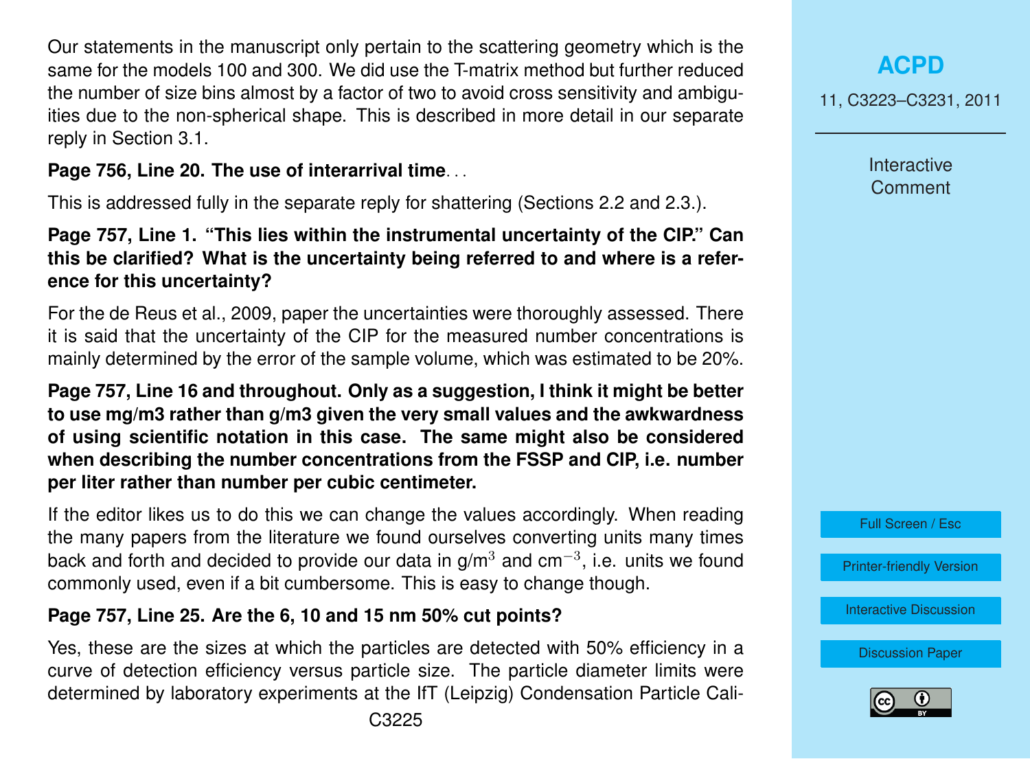Our statements in the manuscript only pertain to the scattering geometry which is the same for the models 100 and 300. We did use the T-matrix method but further reduced the number of size bins almost by a factor of two to avoid cross sensitivity and ambiguities due to the non-spherical shape. This is described in more detail in our separate reply in Section 3.1.

**Page 756, Line 20. The use of interarrival time**. . .

This is addressed fully in the separate reply for shattering (Sections 2.2 and 2.3.).

**Page 757, Line 1. "This lies within the instrumental uncertainty of the CIP." Can this be clarified? What is the uncertainty being referred to and where is a reference for this uncertainty?**

For the de Reus et al., 2009, paper the uncertainties were thoroughly assessed. There it is said that the uncertainty of the CIP for the measured number concentrations is mainly determined by the error of the sample volume, which was estimated to be 20%.

**Page 757, Line 16 and throughout. Only as a suggestion, I think it might be better to use mg/m3 rather than g/m3 given the very small values and the awkwardness of using scientific notation in this case. The same might also be considered when describing the number concentrations from the FSSP and CIP, i.e. number per liter rather than number per cubic centimeter.**

If the editor likes us to do this we can change the values accordingly. When reading the many papers from the literature we found ourselves converting units many times back and forth and decided to provide our data in g/m$^3$ and cm$^{-3}$, i.e. units we found commonly used, even if a bit cumbersome. This is easy to change though.

**Page 757, Line 25. Are the 6, 10 and 15 nm 50% cut points?**

Yes, these are the sizes at which the particles are detected with 50% efficiency in a curve of detection efficiency versus particle size. The particle diameter limits were determined by laboratory experiments at the IfT (Leipzig) Condensation Particle Cali-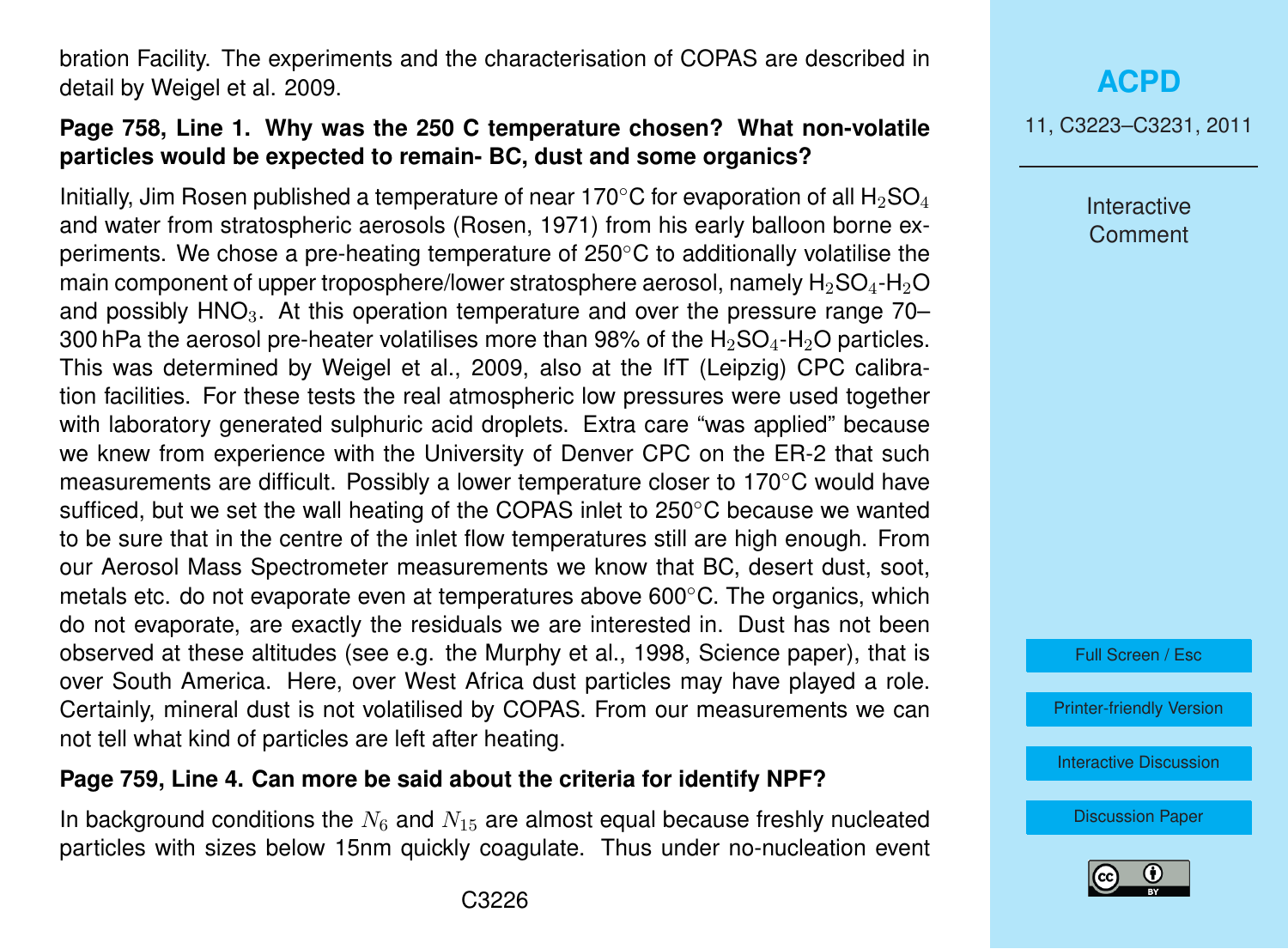bration Facility. The experiments and the characterisation of COPAS are described in detail by Weigel et al. 2009.

**Page 758, Line 1. Why was the 250 C temperature chosen? What non-volatile particles would be expected to remain- BC, dust and some organics?**

Initially, Jim Rosen published a temperature of near 170°C for evaporation of all $H_2SO_4$ and water from stratospheric aerosols (Rosen, 1971) from his early balloon borne experiments. We chose a pre-heating temperature of 250°C to additionally volatilise the main component of upper troposphere/lower stratosphere aerosol, namely $H_2SO_4$-$H_2O$ and possibly $HNO_3$. At this operation temperature and over the pressure range 70–300 hPa the aerosol pre-heater volatilises more than 98% of the $H_2SO_4$-$H_2O$ particles. This was determined by Weigel et al., 2009, also at the IfT (Leipzig) CPC calibration facilities. For these tests the real atmospheric low pressures were used together with laboratory generated sulphuric acid droplets. Extra care "was applied" because we knew from experience with the University of Denver CPC on the ER-2 that such measurements are difficult. Possibly a lower temperature closer to 170°C would have sufficed, but we set the wall heating of the COPAS inlet to 250°C because we wanted to be sure that in the centre of the inlet flow temperatures still are high enough. From our Aerosol Mass Spectrometer measurements we know that BC, desert dust, soot, metals etc. do not evaporate even at temperatures above 600°C. The organics, which do not evaporate, are exactly the residuals we are interested in. Dust has not been observed at these altitudes (see e.g. the Murphy et al., 1998, Science paper), that is over South America. Here, over West Africa dust particles may have played a role. Certainly, mineral dust is not volatilised by COPAS. From our measurements we can not tell what kind of particles are left after heating.

**Page 759, Line 4. Can more be said about the criteria for identify NPF?**

In background conditions the $N_6$ and $N_{15}$ are almost equal because freshly nucleated particles with sizes below 15nm quickly coagulate. Thus under no-nucleation event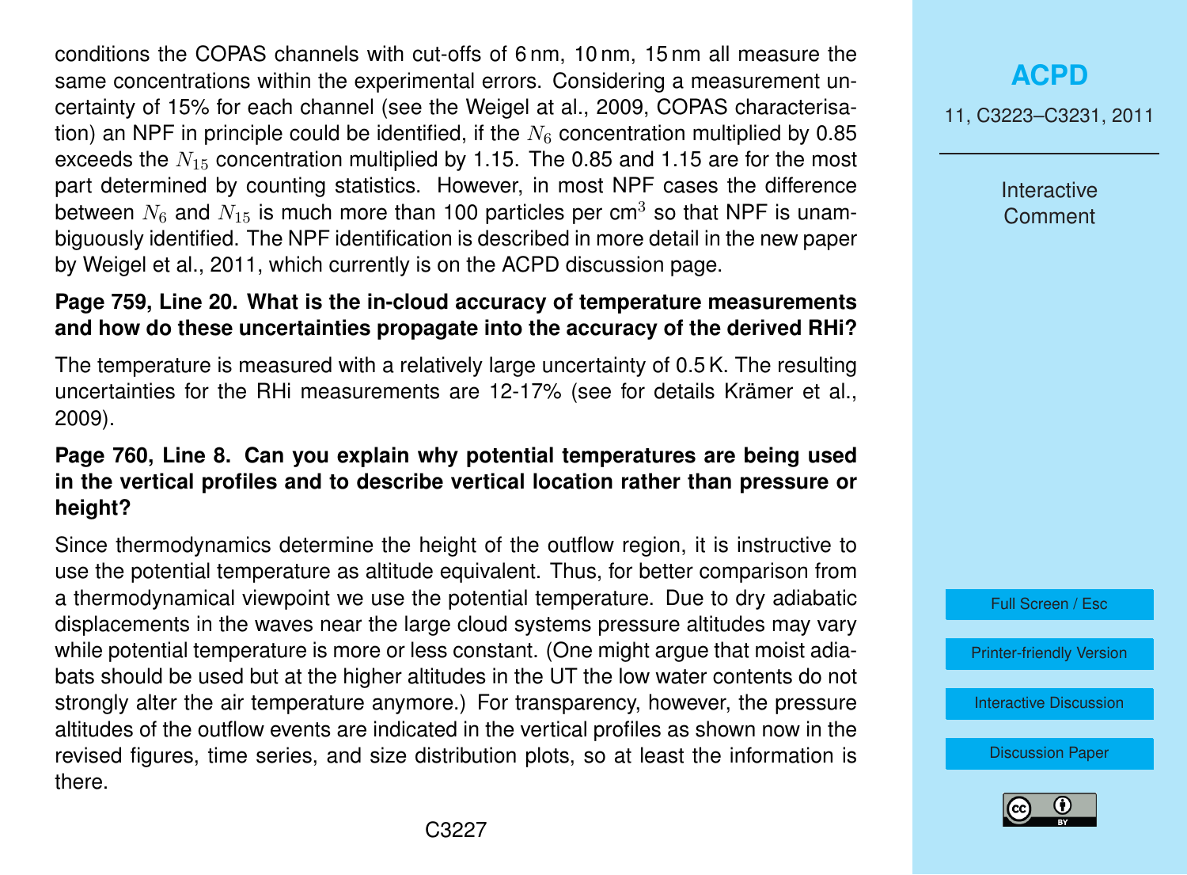conditions the COPAS channels with cut-offs of 6 nm, 10 nm, 15 nm all measure the same concentrations within the experimental errors. Considering a measurement uncertainty of 15% for each channel (see the Weigel at al., 2009, COPAS characterisation) an NPF in principle could be identified, if the $N_6$ concentration multiplied by 0.85 exceeds the $N_{15}$ concentration multiplied by 1.15. The 0.85 and 1.15 are for the most part determined by counting statistics. However, in most NPF cases the difference between $N_6$ and $N_{15}$ is much more than 100 particles per cm$^3$ so that NPF is unambiguously identified. The NPF identification is described in more detail in the new paper by Weigel et al., 2011, which currently is on the ACPD discussion page.

**Page 759, Line 20. What is the in-cloud accuracy of temperature measurements and how do these uncertainties propagate into the accuracy of the derived RHi?**

The temperature is measured with a relatively large uncertainty of 0.5 K. The resulting uncertainties for the RHi measurements are 12-17% (see for details Krämer et al., 2009).

**Page 760, Line 8. Can you explain why potential temperatures are being used in the vertical profiles and to describe vertical location rather than pressure or height?**

Since thermodynamics determine the height of the outflow region, it is instructive to use the potential temperature as altitude equivalent. Thus, for better comparison from a thermodynamical viewpoint we use the potential temperature. Due to dry adiabatic displacements in the waves near the large cloud systems pressure altitudes may vary while potential temperature is more or less constant. (One might argue that moist adiabats should be used but at the higher altitudes in the UT the low water contents do not strongly alter the air temperature anymore.) For transparency, however, the pressure altitudes of the outflow events are indicated in the vertical profiles as shown now in the revised figures, time series, and size distribution plots, so at least the information is there.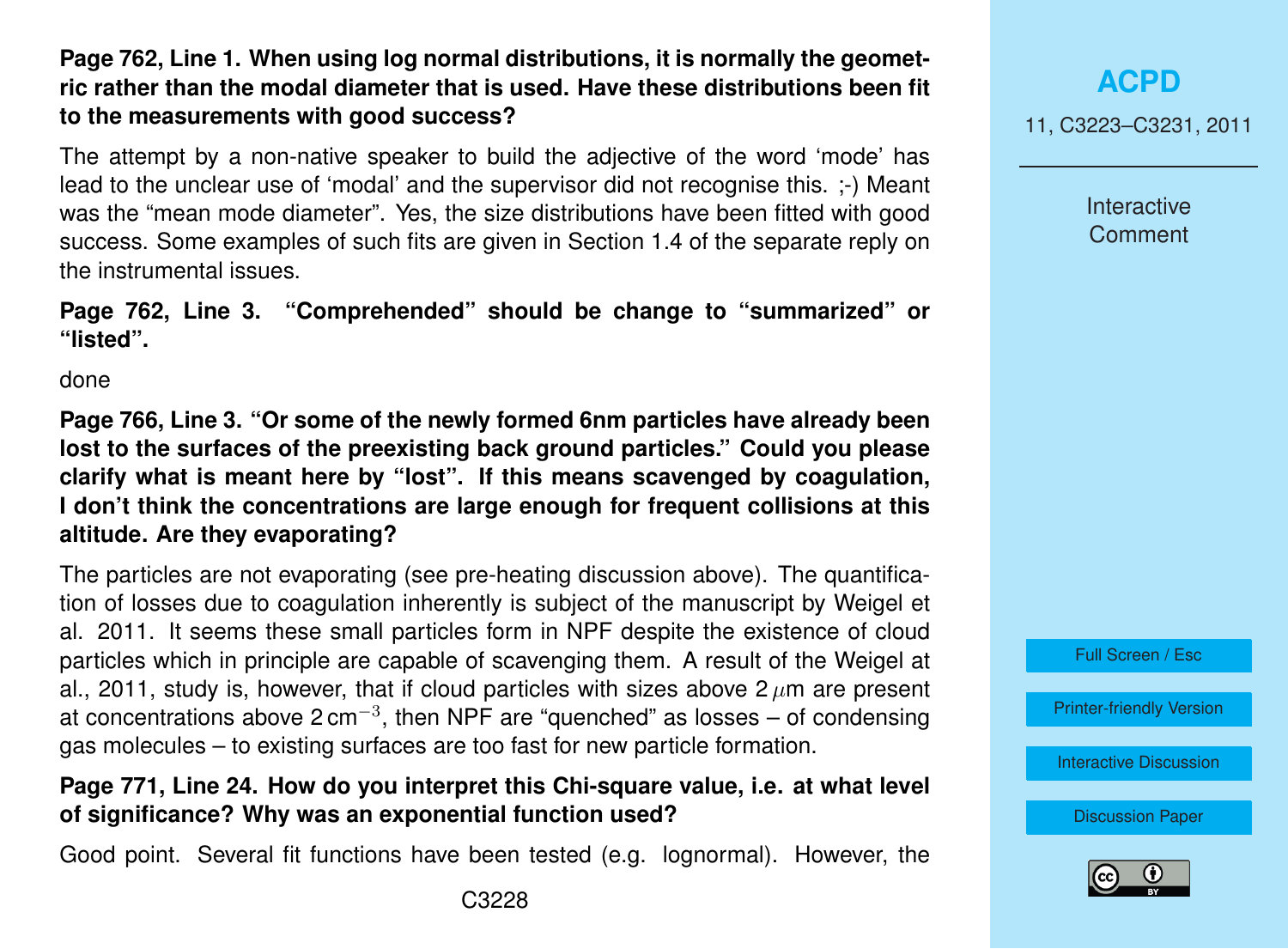**Page 762, Line 1. When using log normal distributions, it is normally the geometric rather than the modal diameter that is used. Have these distributions been fit to the measurements with good success?**

The attempt by a non-native speaker to build the adjective of the word 'mode' has lead to the unclear use of 'modal' and the supervisor did not recognise this. ;-) Meant was the "mean mode diameter". Yes, the size distributions have been fitted with good success. Some examples of such fits are given in Section 1.4 of the separate reply on the instrumental issues.

**Page 762, Line 3. "Comprehended" should be change to "summarized" or "listed".**

done

**Page 766, Line 3. "Or some of the newly formed 6nm particles have already been lost to the surfaces of the preexisting back ground particles." Could you please clarify what is meant here by "lost". If this means scavenged by coagulation, I don't think the concentrations are large enough for frequent collisions at this altitude. Are they evaporating?**

The particles are not evaporating (see pre-heating discussion above). The quantification of losses due to coagulation inherently is subject of the manuscript by Weigel et al. 2011. It seems these small particles form in NPF despite the existence of cloud particles which in principle are capable of scavenging them. A result of the Weigel at al., 2011, study is, however, that if cloud particles with sizes above 2 $\mu$m are present at concentrations above 2 cm$^{-3}$, then NPF are "quenched" as losses – of condensing gas molecules – to existing surfaces are too fast for new particle formation.

**Page 771, Line 24. How do you interpret this Chi-square value, i.e. at what level of significance? Why was an exponential function used?**

Good point. Several fit functions have been tested (e.g. lognormal). However, the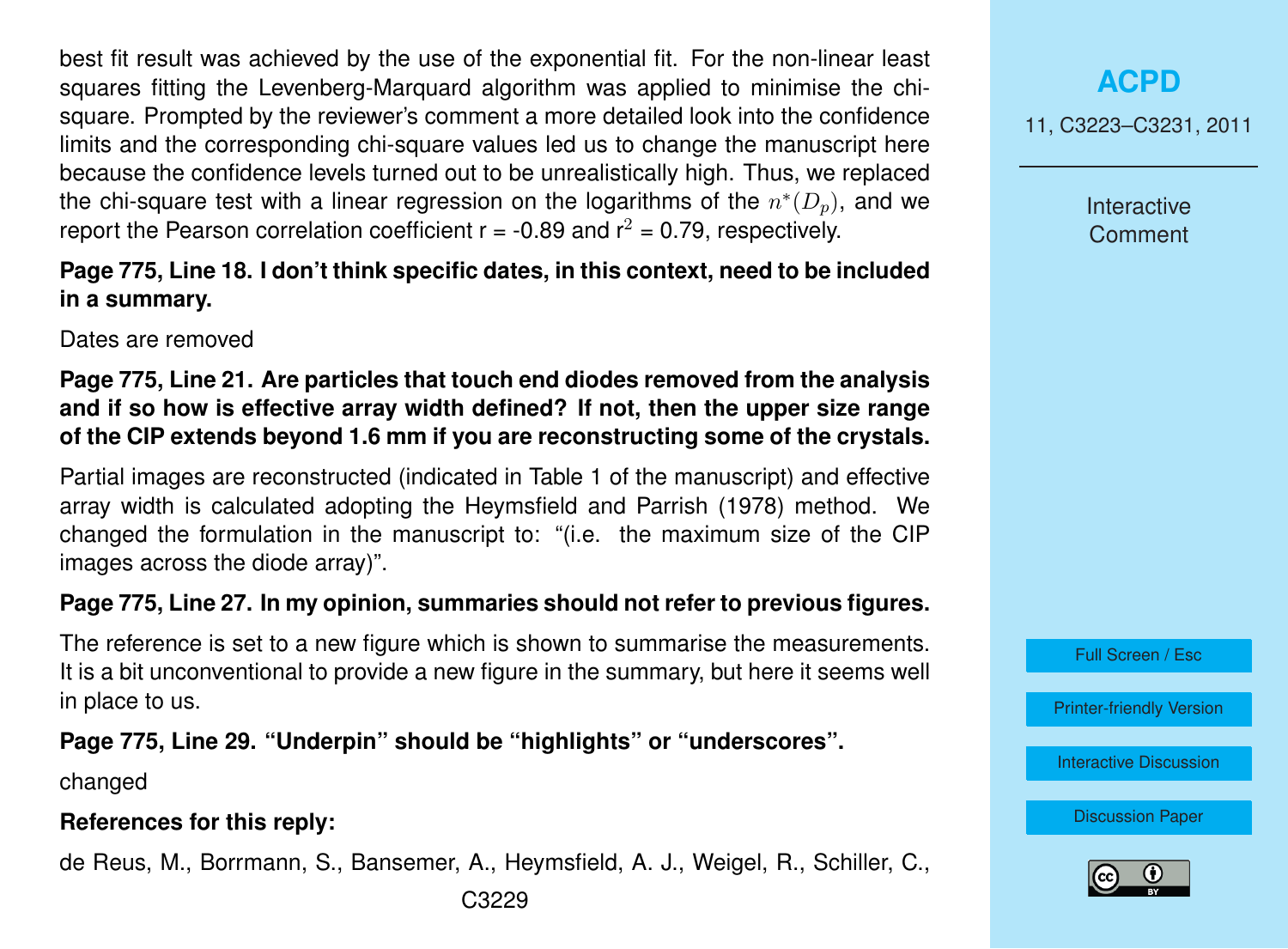best fit result was achieved by the use of the exponential fit. For the non-linear least squares fitting the Levenberg-Marquard algorithm was applied to minimise the chi-square. Prompted by the reviewer's comment a more detailed look into the confidence limits and the corresponding chi-square values led us to change the manuscript here because the confidence levels turned out to be unrealistically high. Thus, we replaced the chi-square test with a linear regression on the logarithms of the $n^*(D_p)$, and we report the Pearson correlation coefficient r = -0.89 and $r^2$ = 0.79, respectively.

**Page 775, Line 18. I don't think specific dates, in this context, need to be included in a summary.**

Dates are removed

**Page 775, Line 21. Are particles that touch end diodes removed from the analysis and if so how is effective array width defined? If not, then the upper size range of the CIP extends beyond 1.6 mm if you are reconstructing some of the crystals.**

Partial images are reconstructed (indicated in Table 1 of the manuscript) and effective array width is calculated adopting the Heymsfield and Parrish (1978) method. We changed the formulation in the manuscript to: "(i.e. the maximum size of the CIP images across the diode array)".

**Page 775, Line 27. In my opinion, summaries should not refer to previous figures.**

The reference is set to a new figure which is shown to summarise the measurements. It is a bit unconventional to provide a new figure in the summary, but here it seems well in place to us.

**Page 775, Line 29. "Underpin" should be "highlights" or "underscores".**

changed

**References for this reply:**

de Reus, M., Borrmann, S., Bansemer, A., Heymsfield, A. J., Weigel, R., Schiller, C.,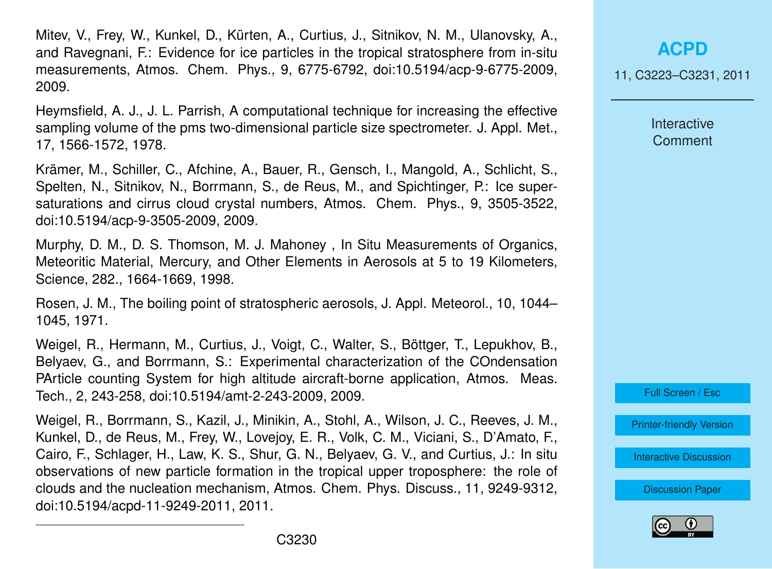Mitev, V., Frey, W., Kunkel, D., Kürten, A., Curtius, J., Sitnikov, N. M., Ulanovsky, A., and Ravegnani, F.: Evidence for ice particles in the tropical stratosphere from in-situ measurements, Atmos. Chem. Phys., 9, 6775-6792, doi:10.5194/acp-9-6775-2009, 2009.

Heymsfield, A. J., J. L. Parrish, A computational technique for increasing the effective sampling volume of the pms two-dimensional particle size spectrometer. J. Appl. Met., 17, 1566-1572, 1978.

Krämer, M., Schiller, C., Afchine, A., Bauer, R., Gensch, I., Mangold, A., Schlicht, S., Spelten, N., Sitnikov, N., Borrmann, S., de Reus, M., and Spichtinger, P.: Ice supersaturations and cirrus cloud crystal numbers, Atmos. Chem. Phys., 9, 3505-3522, doi:10.5194/acp-9-3505-2009, 2009.

Murphy, D. M., D. S. Thomson, M. J. Mahoney , In Situ Measurements of Organics, Meteoritic Material, Mercury, and Other Elements in Aerosols at 5 to 19 Kilometers, Science, 282., 1664-1669, 1998.

Rosen, J. M., The boiling point of stratospheric aerosols, J. Appl. Meteorol., 10, 1044–1045, 1971.

Weigel, R., Hermann, M., Curtius, J., Voigt, C., Walter, S., Böttger, T., Lepukhov, B., Belyaev, G., and Borrmann, S.: Experimental characterization of the COndensation PArticle counting System for high altitude aircraft-borne application, Atmos. Meas. Tech., 2, 243-258, doi:10.5194/amt-2-243-2009, 2009.

Weigel, R., Borrmann, S., Kazil, J., Minikin, A., Stohl, A., Wilson, J. C., Reeves, J. M., Kunkel, D., de Reus, M., Frey, W., Lovejoy, E. R., Volk, C. M., Viciani, S., D'Amato, F., Cairo, F., Schlager, H., Law, K. S., Shur, G. N., Belyaev, G. V., and Curtius, J.: In situ observations of new particle formation in the tropical upper troposphere: the role of clouds and the nucleation mechanism, Atmos. Chem. Phys. Discuss., 11, 9249-9312, doi:10.5194/acpd-11-9249-2011, 2011.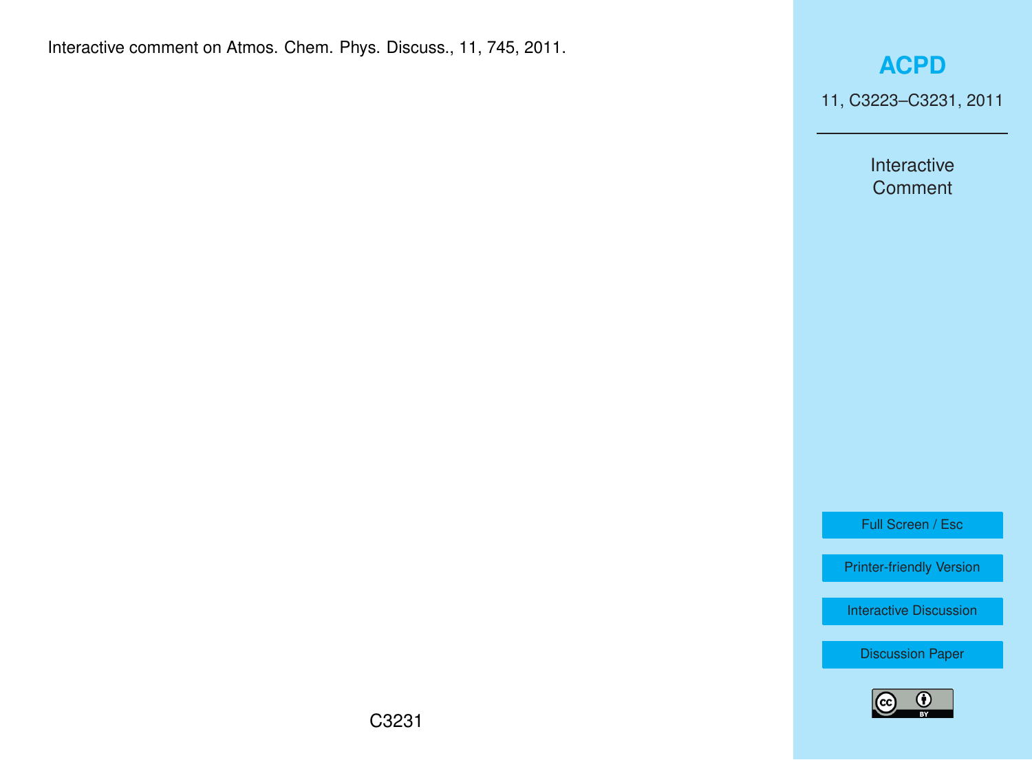Interactive comment on Atmos. Chem. Phys. Discuss., 11, 745, 2011.